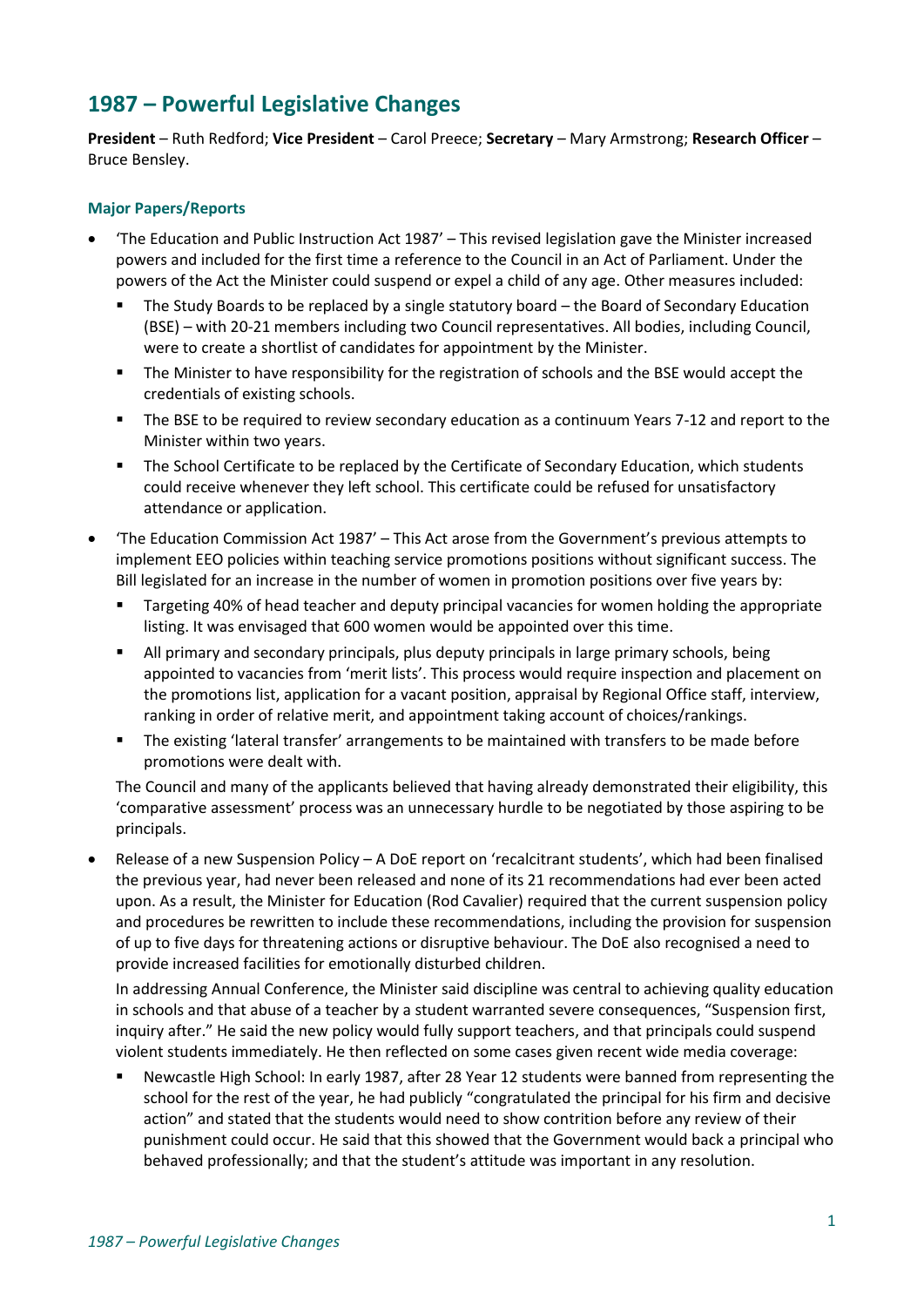# 1987 – Powerful Legislative Changes

**President** – Ruth Redford; **Vice President** – Carol Preece; **Secretary** – Mary Armstrong; **Research Officer** – Bruce Bensley.

### Major Papers/Reports

- 'The Education and Public Instruction Act 1987' – This revised legislation gave the Minister increased powers and included for the first time a reference to the Council in an Act of Parliament. Under the powers of the Act the Minister could suspend or expel a child of any age. Other measures included:
  - The Study Boards to be replaced by a single statutory board – the Board of Secondary Education (BSE) – with 20-21 members including two Council representatives. All bodies, including Council, were to create a shortlist of candidates for appointment by the Minister.
  - The Minister to have responsibility for the registration of schools and the BSE would accept the credentials of existing schools.
  - The BSE to be required to review secondary education as a continuum Years 7-12 and report to the Minister within two years.
  - The School Certificate to be replaced by the Certificate of Secondary Education, which students could receive whenever they left school. This certificate could be refused for unsatisfactory attendance or application.
- 'The Education Commission Act 1987' – This Act arose from the Government's previous attempts to implement EEO policies within teaching service promotions positions without significant success. The Bill legislated for an increase in the number of women in promotion positions over five years by:
  - Targeting 40% of head teacher and deputy principal vacancies for women holding the appropriate listing. It was envisaged that 600 women would be appointed over this time.
  - All primary and secondary principals, plus deputy principals in large primary schools, being appointed to vacancies from 'merit lists'. This process would require inspection and placement on the promotions list, application for a vacant position, appraisal by Regional Office staff, interview, ranking in order of relative merit, and appointment taking account of choices/rankings.
  - The existing 'lateral transfer' arrangements to be maintained with transfers to be made before promotions were dealt with.

  The Council and many of the applicants believed that having already demonstrated their eligibility, this 'comparative assessment' process was an unnecessary hurdle to be negotiated by those aspiring to be principals.
- Release of a new Suspension Policy – A DoE report on 'recalcitrant students', which had been finalised the previous year, had never been released and none of its 21 recommendations had ever been acted upon. As a result, the Minister for Education (Rod Cavalier) required that the current suspension policy and procedures be rewritten to include these recommendations, including the provision for suspension of up to five days for threatening actions or disruptive behaviour. The DoE also recognised a need to provide increased facilities for emotionally disturbed children.

  In addressing Annual Conference, the Minister said discipline was central to achieving quality education in schools and that abuse of a teacher by a student warranted severe consequences, "Suspension first, inquiry after." He said the new policy would fully support teachers, and that principals could suspend violent students immediately. He then reflected on some cases given recent wide media coverage:
  - Newcastle High School: In early 1987, after 28 Year 12 students were banned from representing the school for the rest of the year, he had publicly "congratulated the principal for his firm and decisive action" and stated that the students would need to show contrition before any review of their punishment could occur. He said that this showed that the Government would back a principal who behaved professionally; and that the student's attitude was important in any resolution.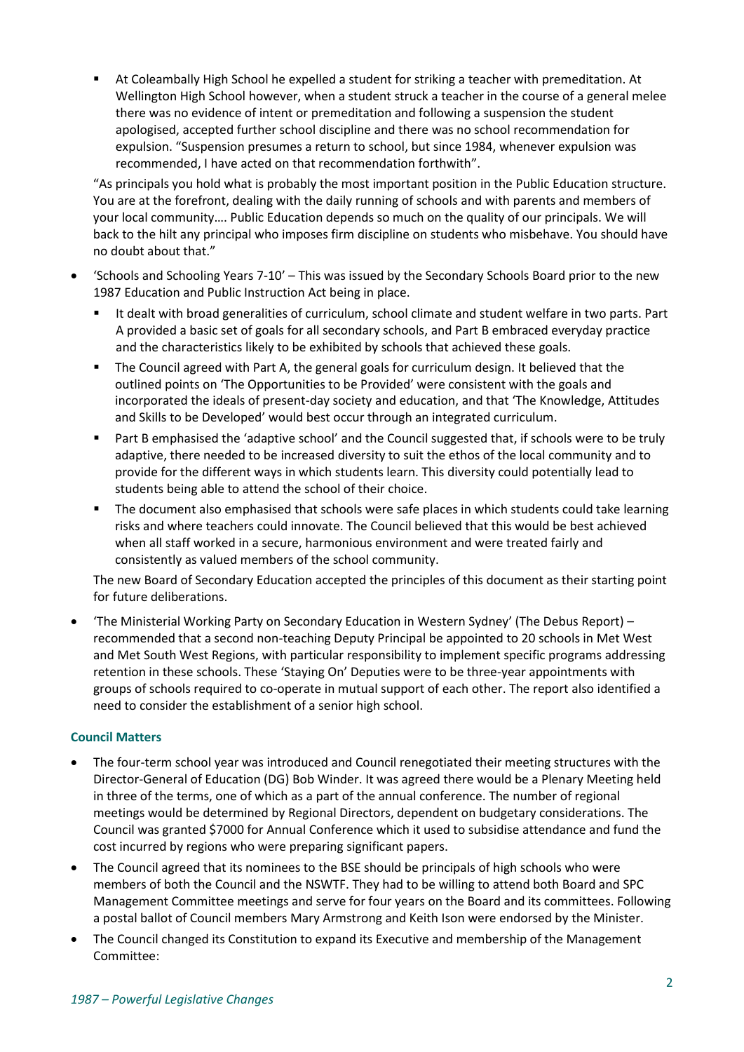- At Coleambally High School he expelled a student for striking a teacher with premeditation. At Wellington High School however, when a student struck a teacher in the course of a general melee there was no evidence of intent or premeditation and following a suspension the student apologised, accepted further school discipline and there was no school recommendation for expulsion. "Suspension presumes a return to school, but since 1984, whenever expulsion was recommended, I have acted on that recommendation forthwith".

  "As principals you hold what is probably the most important position in the Public Education structure. You are at the forefront, dealing with the daily running of schools and with parents and members of your local community…. Public Education depends so much on the quality of our principals. We will back to the hilt any principal who imposes firm discipline on students who misbehave. You should have no doubt about that."

- 'Schools and Schooling Years 7-10' – This was issued by the Secondary Schools Board prior to the new 1987 Education and Public Instruction Act being in place.
  - It dealt with broad generalities of curriculum, school climate and student welfare in two parts. Part A provided a basic set of goals for all secondary schools, and Part B embraced everyday practice and the characteristics likely to be exhibited by schools that achieved these goals.
  - The Council agreed with Part A, the general goals for curriculum design. It believed that the outlined points on 'The Opportunities to be Provided' were consistent with the goals and incorporated the ideals of present-day society and education, and that 'The Knowledge, Attitudes and Skills to be Developed' would best occur through an integrated curriculum.
  - Part B emphasised the 'adaptive school' and the Council suggested that, if schools were to be truly adaptive, there needed to be increased diversity to suit the ethos of the local community and to provide for the different ways in which students learn. This diversity could potentially lead to students being able to attend the school of their choice.
  - The document also emphasised that schools were safe places in which students could take learning risks and where teachers could innovate. The Council believed that this would be best achieved when all staff worked in a secure, harmonious environment and were treated fairly and consistently as valued members of the school community.

  The new Board of Secondary Education accepted the principles of this document as their starting point for future deliberations.

- 'The Ministerial Working Party on Secondary Education in Western Sydney' (The Debus Report) – recommended that a second non-teaching Deputy Principal be appointed to 20 schools in Met West and Met South West Regions, with particular responsibility to implement specific programs addressing retention in these schools. These 'Staying On' Deputies were to be three-year appointments with groups of schools required to co-operate in mutual support of each other. The report also identified a need to consider the establishment of a senior high school.

### Council Matters

- The four-term school year was introduced and Council renegotiated their meeting structures with the Director-General of Education (DG) Bob Winder. It was agreed there would be a Plenary Meeting held in three of the terms, one of which as a part of the annual conference. The number of regional meetings would be determined by Regional Directors, dependent on budgetary considerations. The Council was granted $7000 for Annual Conference which it used to subsidise attendance and fund the cost incurred by regions who were preparing significant papers.
- The Council agreed that its nominees to the BSE should be principals of high schools who were members of both the Council and the NSWTF. They had to be willing to attend both Board and SPC Management Committee meetings and serve for four years on the Board and its committees. Following a postal ballot of Council members Mary Armstrong and Keith Ison were endorsed by the Minister.
- The Council changed its Constitution to expand its Executive and membership of the Management Committee: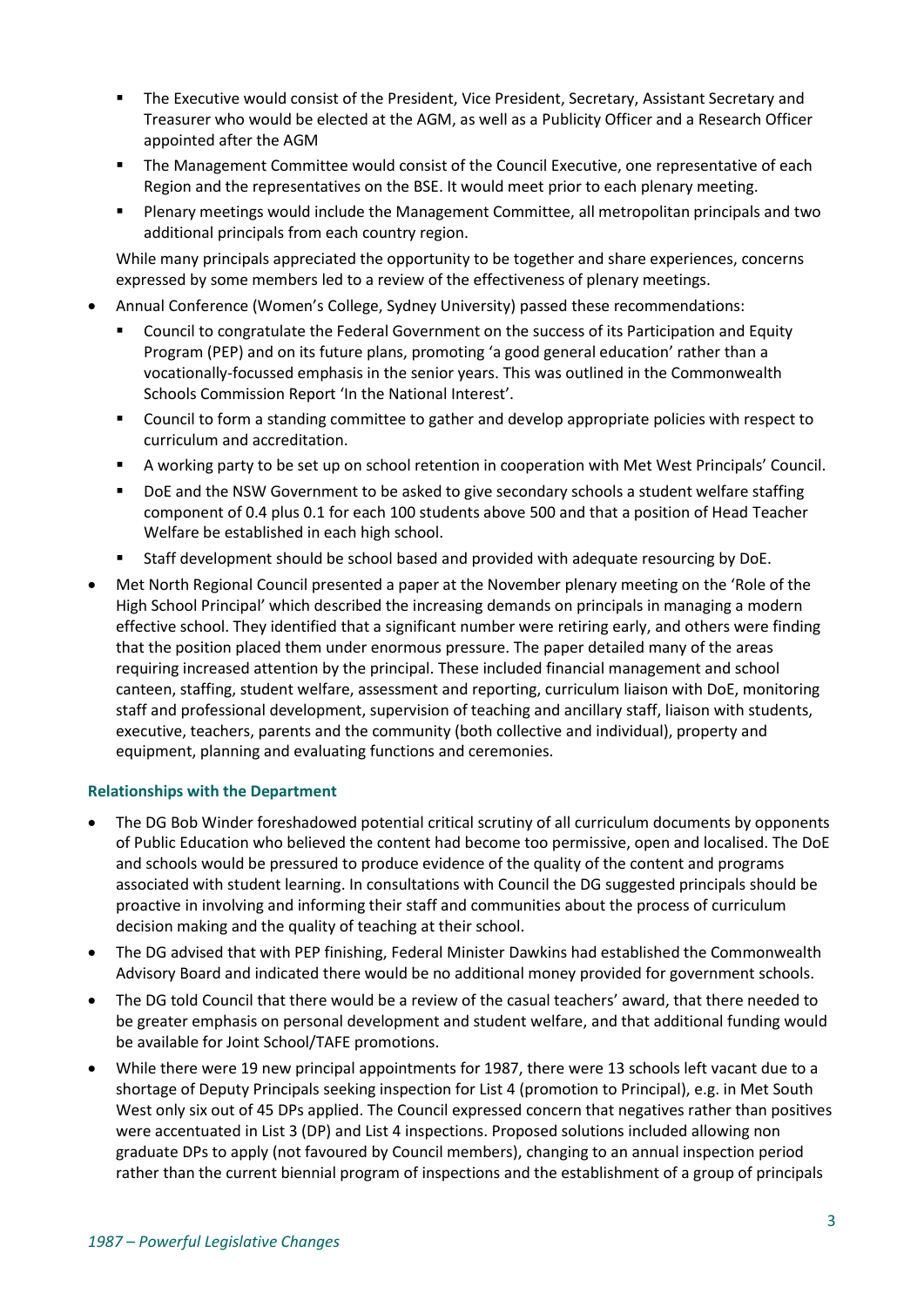- The Executive would consist of the President, Vice President, Secretary, Assistant Secretary and Treasurer who would be elected at the AGM, as well as a Publicity Officer and a Research Officer appointed after the AGM
    - The Management Committee would consist of the Council Executive, one representative of each Region and the representatives on the BSE. It would meet prior to each plenary meeting.
    - Plenary meetings would include the Management Committee, all metropolitan principals and two additional principals from each country region.

  While many principals appreciated the opportunity to be together and share experiences, concerns expressed by some members led to a review of the effectiveness of plenary meetings.

- Annual Conference (Women's College, Sydney University) passed these recommendations:
    - Council to congratulate the Federal Government on the success of its Participation and Equity Program (PEP) and on its future plans, promoting 'a good general education' rather than a vocationally-focussed emphasis in the senior years. This was outlined in the Commonwealth Schools Commission Report 'In the National Interest'.
    - Council to form a standing committee to gather and develop appropriate policies with respect to curriculum and accreditation.
    - A working party to be set up on school retention in cooperation with Met West Principals' Council.
    - DoE and the NSW Government to be asked to give secondary schools a student welfare staffing component of 0.4 plus 0.1 for each 100 students above 500 and that a position of Head Teacher Welfare be established in each high school.
    - Staff development should be school based and provided with adequate resourcing by DoE.
- Met North Regional Council presented a paper at the November plenary meeting on the 'Role of the High School Principal' which described the increasing demands on principals in managing a modern effective school. They identified that a significant number were retiring early, and others were finding that the position placed them under enormous pressure. The paper detailed many of the areas requiring increased attention by the principal. These included financial management and school canteen, staffing, student welfare, assessment and reporting, curriculum liaison with DoE, monitoring staff and professional development, supervision of teaching and ancillary staff, liaison with students, executive, teachers, parents and the community (both collective and individual), property and equipment, planning and evaluating functions and ceremonies.

### Relationships with the Department

- The DG Bob Winder foreshadowed potential critical scrutiny of all curriculum documents by opponents of Public Education who believed the content had become too permissive, open and localised. The DoE and schools would be pressured to produce evidence of the quality of the content and programs associated with student learning. In consultations with Council the DG suggested principals should be proactive in involving and informing their staff and communities about the process of curriculum decision making and the quality of teaching at their school.
- The DG advised that with PEP finishing, Federal Minister Dawkins had established the Commonwealth Advisory Board and indicated there would be no additional money provided for government schools.
- The DG told Council that there would be a review of the casual teachers' award, that there needed to be greater emphasis on personal development and student welfare, and that additional funding would be available for Joint School/TAFE promotions.
- While there were 19 new principal appointments for 1987, there were 13 schools left vacant due to a shortage of Deputy Principals seeking inspection for List 4 (promotion to Principal), e.g. in Met South West only six out of 45 DPs applied. The Council expressed concern that negatives rather than positives were accentuated in List 3 (DP) and List 4 inspections. Proposed solutions included allowing non graduate DPs to apply (not favoured by Council members), changing to an annual inspection period rather than the current biennial program of inspections and the establishment of a group of principals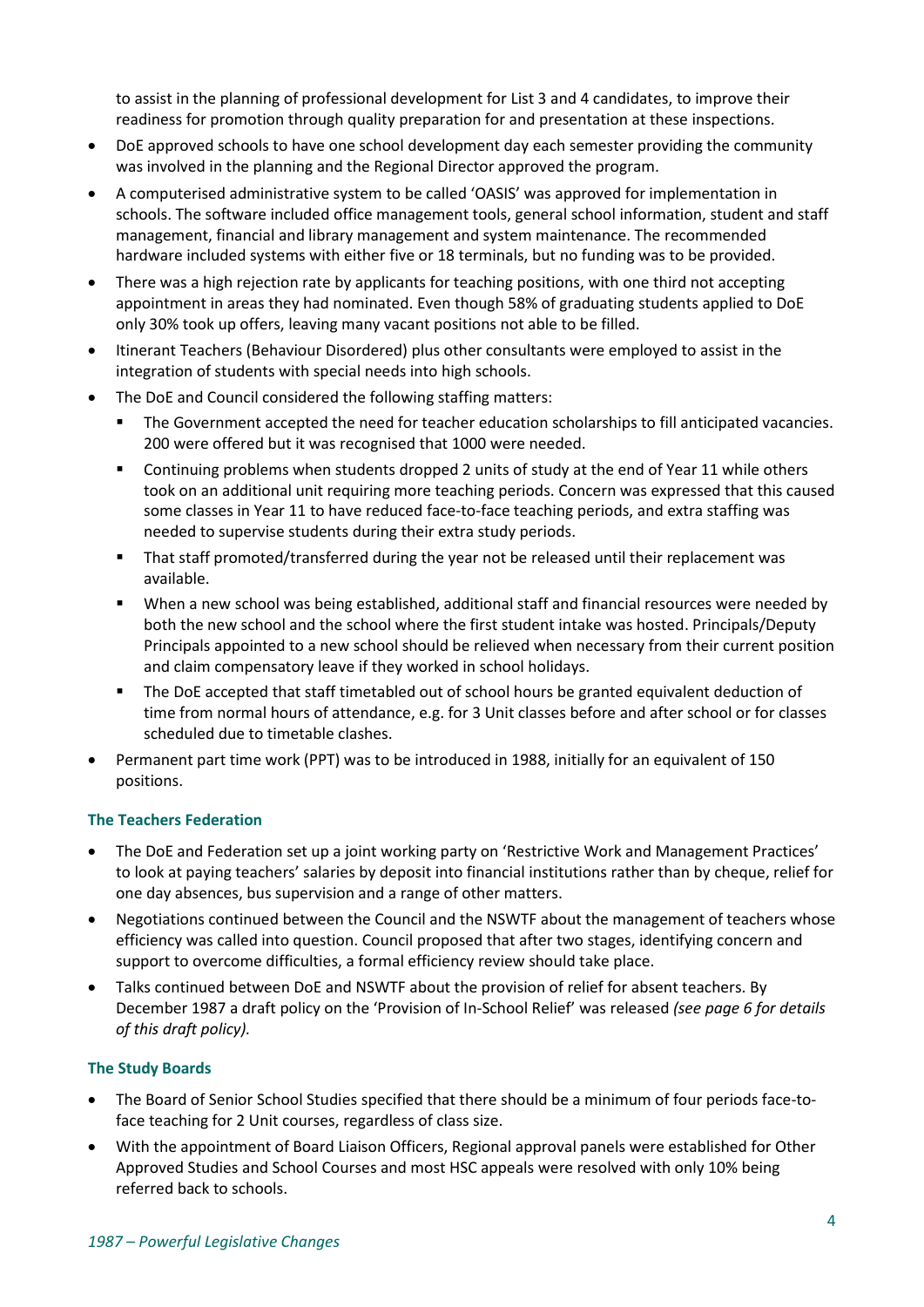to assist in the planning of professional development for List 3 and 4 candidates, to improve their readiness for promotion through quality preparation for and presentation at these inspections.

- DoE approved schools to have one school development day each semester providing the community was involved in the planning and the Regional Director approved the program.
- A computerised administrative system to be called 'OASIS' was approved for implementation in schools. The software included office management tools, general school information, student and staff management, financial and library management and system maintenance. The recommended hardware included systems with either five or 18 terminals, but no funding was to be provided.
- There was a high rejection rate by applicants for teaching positions, with one third not accepting appointment in areas they had nominated. Even though 58% of graduating students applied to DoE only 30% took up offers, leaving many vacant positions not able to be filled.
- Itinerant Teachers (Behaviour Disordered) plus other consultants were employed to assist in the integration of students with special needs into high schools.
- The DoE and Council considered the following staffing matters:
  - The Government accepted the need for teacher education scholarships to fill anticipated vacancies. 200 were offered but it was recognised that 1000 were needed.
  - Continuing problems when students dropped 2 units of study at the end of Year 11 while others took on an additional unit requiring more teaching periods. Concern was expressed that this caused some classes in Year 11 to have reduced face-to-face teaching periods, and extra staffing was needed to supervise students during their extra study periods.
  - That staff promoted/transferred during the year not be released until their replacement was available.
  - When a new school was being established, additional staff and financial resources were needed by both the new school and the school where the first student intake was hosted. Principals/Deputy Principals appointed to a new school should be relieved when necessary from their current position and claim compensatory leave if they worked in school holidays.
  - The DoE accepted that staff timetabled out of school hours be granted equivalent deduction of time from normal hours of attendance, e.g. for 3 Unit classes before and after school or for classes scheduled due to timetable clashes.
- Permanent part time work (PPT) was to be introduced in 1988, initially for an equivalent of 150 positions.

### The Teachers Federation

- The DoE and Federation set up a joint working party on 'Restrictive Work and Management Practices' to look at paying teachers' salaries by deposit into financial institutions rather than by cheque, relief for one day absences, bus supervision and a range of other matters.
- Negotiations continued between the Council and the NSWTF about the management of teachers whose efficiency was called into question. Council proposed that after two stages, identifying concern and support to overcome difficulties, a formal efficiency review should take place.
- Talks continued between DoE and NSWTF about the provision of relief for absent teachers. By December 1987 a draft policy on the 'Provision of In-School Relief' was released *(see page 6 for details of this draft policy).*

### The Study Boards

- The Board of Senior School Studies specified that there should be a minimum of four periods face-to-face teaching for 2 Unit courses, regardless of class size.
- With the appointment of Board Liaison Officers, Regional approval panels were established for Other Approved Studies and School Courses and most HSC appeals were resolved with only 10% being referred back to schools.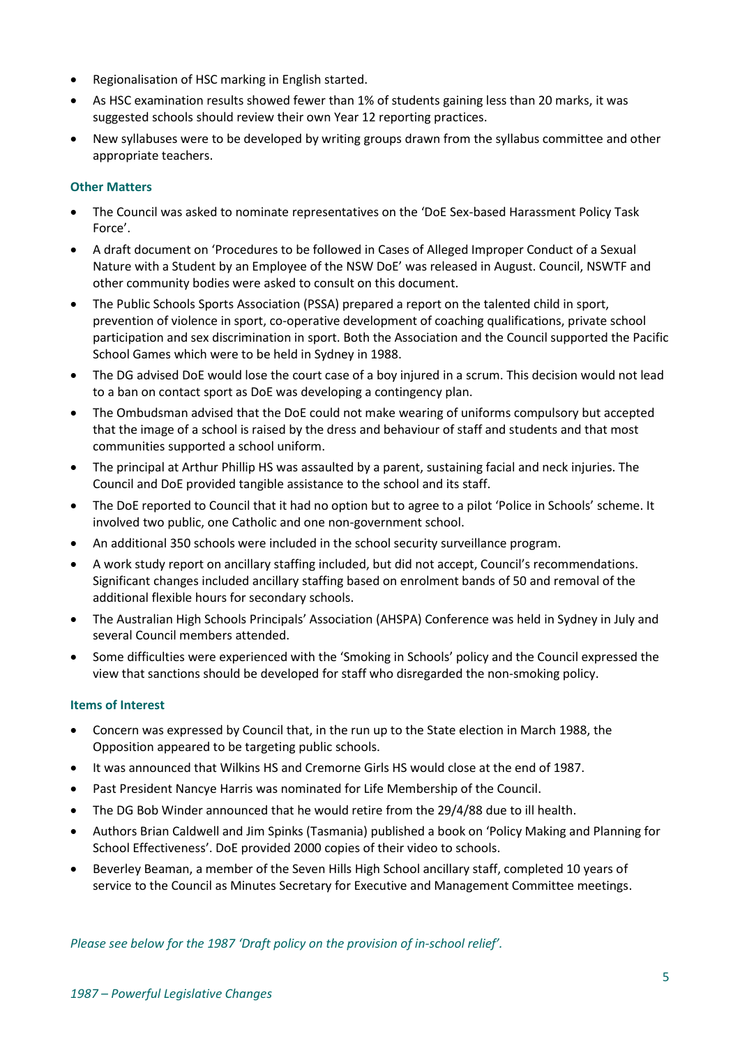- Regionalisation of HSC marking in English started.
- As HSC examination results showed fewer than 1% of students gaining less than 20 marks, it was suggested schools should review their own Year 12 reporting practices.
- New syllabuses were to be developed by writing groups drawn from the syllabus committee and other appropriate teachers.

### Other Matters

- The Council was asked to nominate representatives on the 'DoE Sex-based Harassment Policy Task Force'.
- A draft document on 'Procedures to be followed in Cases of Alleged Improper Conduct of a Sexual Nature with a Student by an Employee of the NSW DoE' was released in August. Council, NSWTF and other community bodies were asked to consult on this document.
- The Public Schools Sports Association (PSSA) prepared a report on the talented child in sport, prevention of violence in sport, co-operative development of coaching qualifications, private school participation and sex discrimination in sport. Both the Association and the Council supported the Pacific School Games which were to be held in Sydney in 1988.
- The DG advised DoE would lose the court case of a boy injured in a scrum. This decision would not lead to a ban on contact sport as DoE was developing a contingency plan.
- The Ombudsman advised that the DoE could not make wearing of uniforms compulsory but accepted that the image of a school is raised by the dress and behaviour of staff and students and that most communities supported a school uniform.
- The principal at Arthur Phillip HS was assaulted by a parent, sustaining facial and neck injuries. The Council and DoE provided tangible assistance to the school and its staff.
- The DoE reported to Council that it had no option but to agree to a pilot 'Police in Schools' scheme. It involved two public, one Catholic and one non-government school.
- An additional 350 schools were included in the school security surveillance program.
- A work study report on ancillary staffing included, but did not accept, Council's recommendations. Significant changes included ancillary staffing based on enrolment bands of 50 and removal of the additional flexible hours for secondary schools.
- The Australian High Schools Principals' Association (AHSPA) Conference was held in Sydney in July and several Council members attended.
- Some difficulties were experienced with the 'Smoking in Schools' policy and the Council expressed the view that sanctions should be developed for staff who disregarded the non-smoking policy.

### Items of Interest

- Concern was expressed by Council that, in the run up to the State election in March 1988, the Opposition appeared to be targeting public schools.
- It was announced that Wilkins HS and Cremorne Girls HS would close at the end of 1987.
- Past President Nancye Harris was nominated for Life Membership of the Council.
- The DG Bob Winder announced that he would retire from the 29/4/88 due to ill health.
- Authors Brian Caldwell and Jim Spinks (Tasmania) published a book on 'Policy Making and Planning for School Effectiveness'. DoE provided 2000 copies of their video to schools.
- Beverley Beaman, a member of the Seven Hills High School ancillary staff, completed 10 years of service to the Council as Minutes Secretary for Executive and Management Committee meetings.

*Please see below for the 1987 'Draft policy on the provision of in-school relief'.*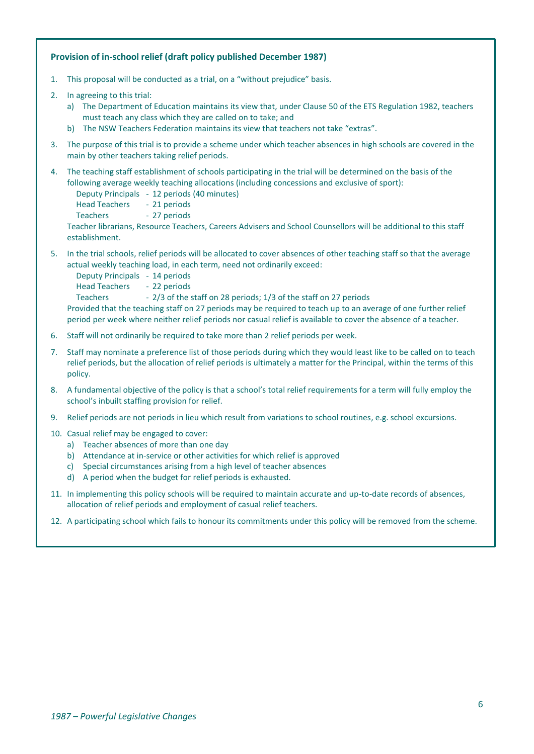**Provision of in-school relief (draft policy published December 1987)**

1. This proposal will be conducted as a trial, on a "without prejudice" basis.
2. In agreeing to this trial:
   a) The Department of Education maintains its view that, under Clause 50 of the ETS Regulation 1982, teachers must teach any class which they are called on to take; and
   b) The NSW Teachers Federation maintains its view that teachers not take "extras".
3. The purpose of this trial is to provide a scheme under which teacher absences in high schools are covered in the main by other teachers taking relief periods.
4. The teaching staff establishment of schools participating in the trial will be determined on the basis of the following average weekly teaching allocations (including concessions and exclusive of sport):

   Deputy Principals - 12 periods (40 minutes)
   Head Teachers - 21 periods
   Teachers - 27 periods

   Teacher librarians, Resource Teachers, Careers Advisers and School Counsellors will be additional to this staff establishment.
5. In the trial schools, relief periods will be allocated to cover absences of other teaching staff so that the average actual weekly teaching load, in each term, need not ordinarily exceed:

   Deputy Principals - 14 periods
   Head Teachers - 22 periods
   Teachers - 2/3 of the staff on 28 periods; 1/3 of the staff on 27 periods

   Provided that the teaching staff on 27 periods may be required to teach up to an average of one further relief period per week where neither relief periods nor casual relief is available to cover the absence of a teacher.
6. Staff will not ordinarily be required to take more than 2 relief periods per week.
7. Staff may nominate a preference list of those periods during which they would least like to be called on to teach relief periods, but the allocation of relief periods is ultimately a matter for the Principal, within the terms of this policy.
8. A fundamental objective of the policy is that a school's total relief requirements for a term will fully employ the school's inbuilt staffing provision for relief.
9. Relief periods are not periods in lieu which result from variations to school routines, e.g. school excursions.
10. Casual relief may be engaged to cover:
    a) Teacher absences of more than one day
    b) Attendance at in-service or other activities for which relief is approved
    c) Special circumstances arising from a high level of teacher absences
    d) A period when the budget for relief periods is exhausted.
11. In implementing this policy schools will be required to maintain accurate and up-to-date records of absences, allocation of relief periods and employment of casual relief teachers.
12. A participating school which fails to honour its commitments under this policy will be removed from the scheme.